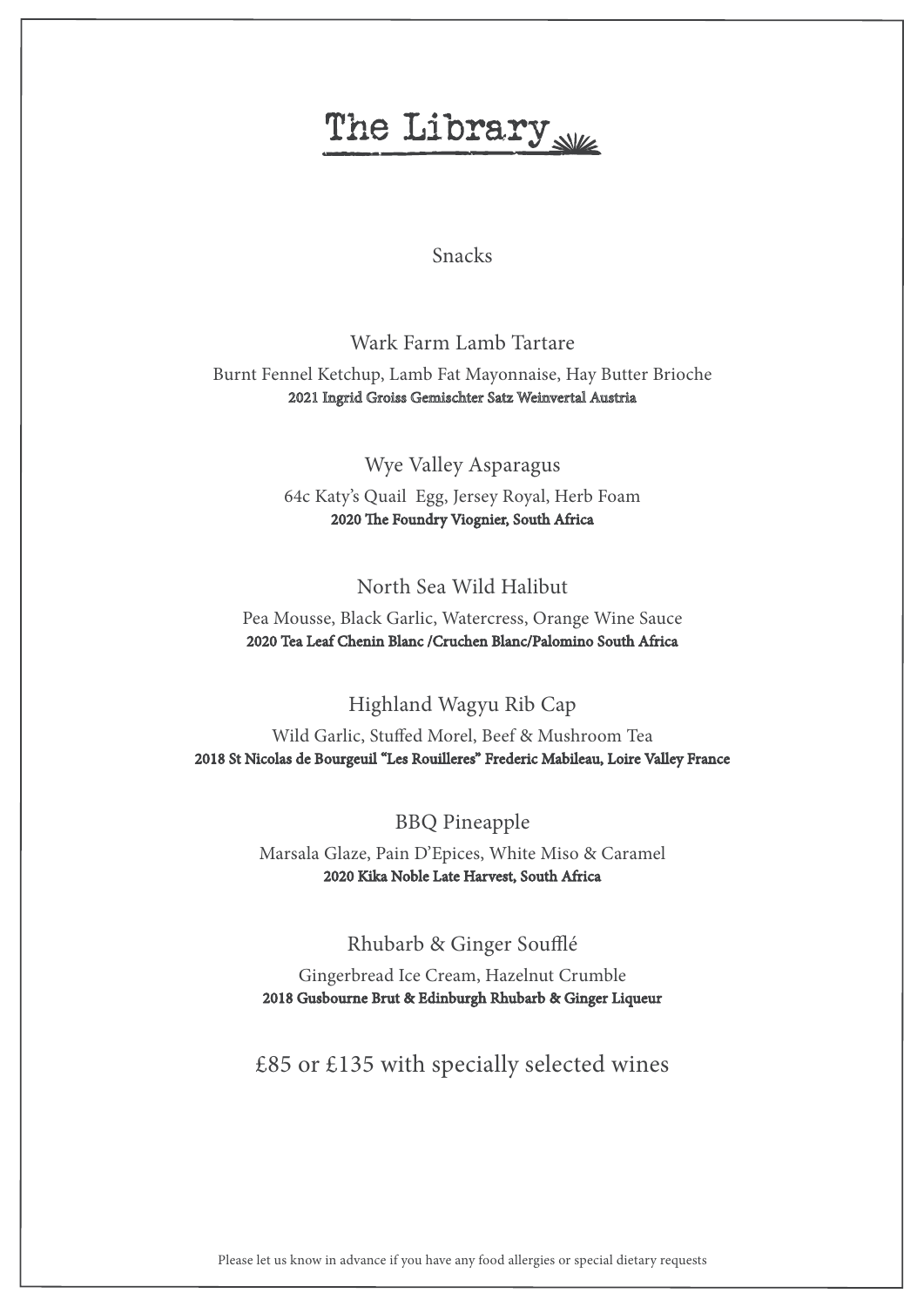# The Library

## Snacks

### Wark Farm Lamb Tartare

Burnt Fennel Ketchup, Lamb Fat Mayonnaise, Hay Butter Brioche
**2021 Ingrid Groiss Gemischter Satz Weinvertal Austria**

### Wye Valley Asparagus

64c Katy's Quail Egg, Jersey Royal, Herb Foam
**2020 The Foundry Viognier, South Africa**

### North Sea Wild Halibut

Pea Mousse, Black Garlic, Watercress, Orange Wine Sauce
**2020 Tea Leaf Chenin Blanc /Cruchen Blanc/Palomino South Africa**

### Highland Wagyu Rib Cap

Wild Garlic, Stuffed Morel, Beef & Mushroom Tea
**2018 St Nicolas de Bourgeuil "Les Rouilleres" Frederic Mabileau, Loire Valley France**

### BBQ Pineapple

Marsala Glaze, Pain D'Epices, White Miso & Caramel
**2020 Kika Noble Late Harvest, South Africa**

### Rhubarb & Ginger Soufflé

Gingerbread Ice Cream, Hazelnut Crumble
**2018 Gusbourne Brut & Edinburgh Rhubarb & Ginger Liqueur**

£85 or £135 with specially selected wines

Please let us know in advance if you have any food allergies or special dietary requests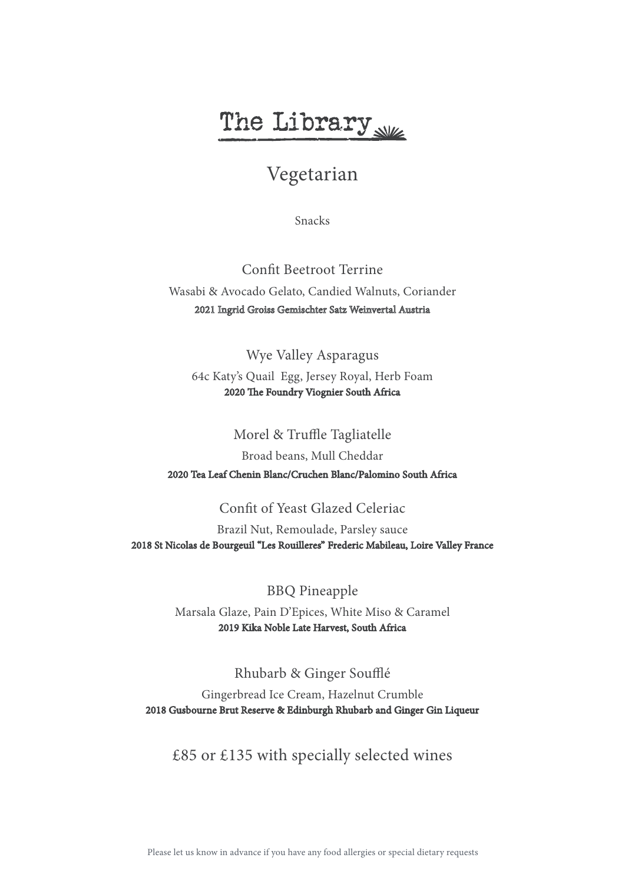# The Library

## Vegetarian

Snacks

### Confit Beetroot Terrine

Wasabi & Avocado Gelato, Candied Walnuts, Coriander

**2021 Ingrid Groiss Gemischter Satz Weinvertal Austria**

### Wye Valley Asparagus

64c Katy's Quail Egg, Jersey Royal, Herb Foam

**2020 The Foundry Viognier South Africa**

### Morel & Truffle Tagliatelle

Broad beans, Mull Cheddar

**2020 Tea Leaf Chenin Blanc/Cruchen Blanc/Palomino South Africa**

### Confit of Yeast Glazed Celeriac

Brazil Nut, Remoulade, Parsley sauce

**2018 St Nicolas de Bourgeuil "Les Rouilleres" Frederic Mabileau, Loire Valley France**

### BBQ Pineapple

Marsala Glaze, Pain D'Epices, White Miso & Caramel

**2019 Kika Noble Late Harvest, South Africa**

### Rhubarb & Ginger Soufflé

Gingerbread Ice Cream, Hazelnut Crumble

**2018 Gusbourne Brut Reserve & Edinburgh Rhubarb and Ginger Gin Liqueur**

£85 or £135 with specially selected wines

Please let us know in advance if you have any food allergies or special dietary requests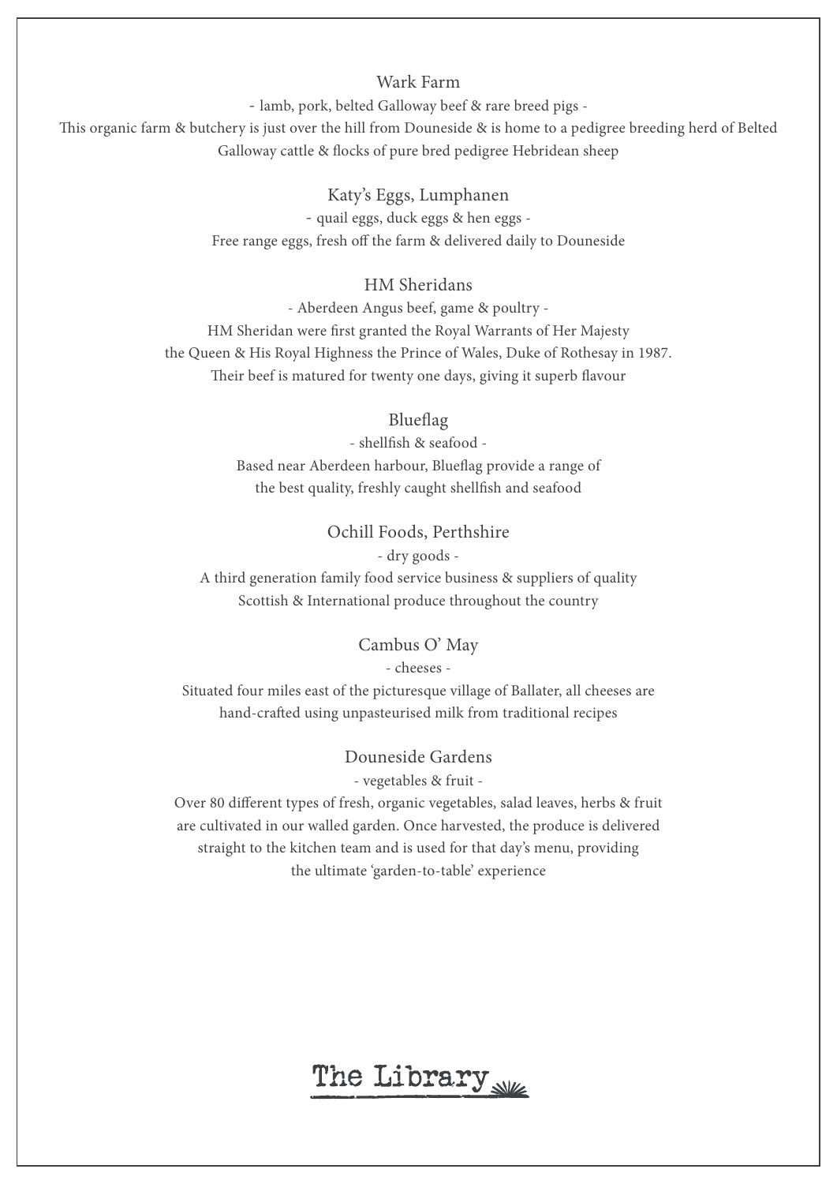### Wark Farm

- lamb, pork, belted Galloway beef & rare breed pigs -

This organic farm & butchery is just over the hill from Douneside & is home to a pedigree breeding herd of Belted Galloway cattle & flocks of pure bred pedigree Hebridean sheep

### Katy's Eggs, Lumphanen

- quail eggs, duck eggs & hen eggs -

Free range eggs, fresh off the farm & delivered daily to Douneside

### HM Sheridans

- Aberdeen Angus beef, game & poultry -

HM Sheridan were first granted the Royal Warrants of Her Majesty the Queen & His Royal Highness the Prince of Wales, Duke of Rothesay in 1987. Their beef is matured for twenty one days, giving it superb flavour

### Blueflag

- shellfish & seafood -

Based near Aberdeen harbour, Blueflag provide a range of the best quality, freshly caught shellfish and seafood

### Ochill Foods, Perthshire

- dry goods -

A third generation family food service business & suppliers of quality Scottish & International produce throughout the country

### Cambus O' May

- cheeses -

Situated four miles east of the picturesque village of Ballater, all cheeses are hand-crafted using unpasteurised milk from traditional recipes

### Douneside Gardens

- vegetables & fruit -

Over 80 different types of fresh, organic vegetables, salad leaves, herbs & fruit are cultivated in our walled garden. Once harvested, the produce is delivered straight to the kitchen team and is used for that day's menu, providing the ultimate 'garden-to-table' experience

The Library